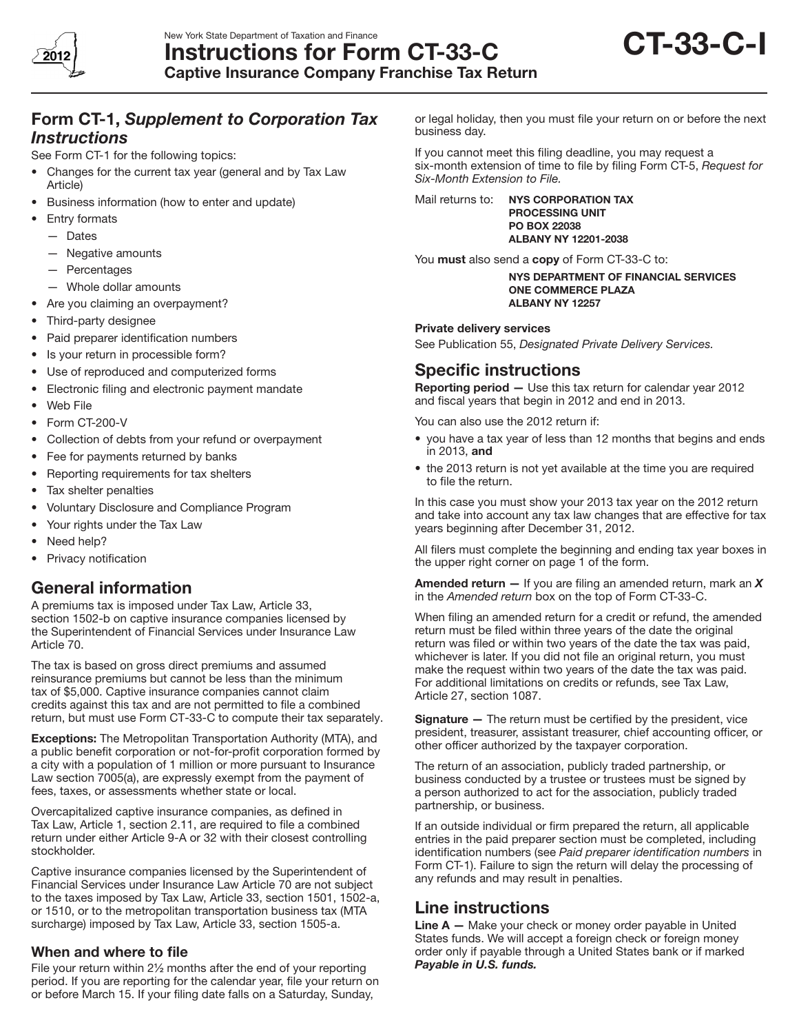New York State Department of Taxation and Finance

# Instructions for Form CT-33-C

**Captive Insurance Company Franchise Tax Return**

**CT-33-C-I**

2012

## Form CT-1, *Supplement to Corporation Tax Instructions*

See Form CT-1 for the following topics:

- Changes for the current tax year (general and by Tax Law Article)
- Business information (how to enter and update)
- Entry formats
  - Dates
  - Negative amounts
  - Percentages
  - Whole dollar amounts
- Are you claiming an overpayment?
- Third-party designee
- Paid preparer identification numbers
- Is your return in processible form?
- Use of reproduced and computerized forms
- Electronic filing and electronic payment mandate
- Web File
- Form CT-200-V
- Collection of debts from your refund or overpayment
- Fee for payments returned by banks
- Reporting requirements for tax shelters
- Tax shelter penalties
- Voluntary Disclosure and Compliance Program
- Your rights under the Tax Law
- Need help?
- Privacy notification

## General information

A premiums tax is imposed under Tax Law, Article 33, section 1502-b on captive insurance companies licensed by the Superintendent of Financial Services under Insurance Law Article 70.

The tax is based on gross direct premiums and assumed reinsurance premiums but cannot be less than the minimum tax of $5,000. Captive insurance companies cannot claim credits against this tax and are not permitted to file a combined return, but must use Form CT-33-C to compute their tax separately.

**Exceptions:** The Metropolitan Transportation Authority (MTA), and a public benefit corporation or not-for-profit corporation formed by a city with a population of 1 million or more pursuant to Insurance Law section 7005(a), are expressly exempt from the payment of fees, taxes, or assessments whether state or local.

Overcapitalized captive insurance companies, as defined in Tax Law, Article 1, section 2.11, are required to file a combined return under either Article 9-A or 32 with their closest controlling stockholder.

Captive insurance companies licensed by the Superintendent of Financial Services under Insurance Law Article 70 are not subject to the taxes imposed by Tax Law, Article 33, section 1501, 1502-a, or 1510, or to the metropolitan transportation business tax (MTA surcharge) imposed by Tax Law, Article 33, section 1505-a.

### When and where to file

File your return within 2½ months after the end of your reporting period. If you are reporting for the calendar year, file your return on or before March 15. If your filing date falls on a Saturday, Sunday, or legal holiday, then you must file your return on or before the next business day.

If you cannot meet this filing deadline, you may request a six-month extension of time to file by filing Form CT-5, *Request for Six-Month Extension to File*.

Mail returns to: **NYS CORPORATION TAX
PROCESSING UNIT
PO BOX 22038
ALBANY NY 12201-2038**

You **must** also send a **copy** of Form CT-33-C to:

**NYS DEPARTMENT OF FINANCIAL SERVICES
ONE COMMERCE PLAZA
ALBANY NY 12257**

**Private delivery services**

See Publication 55, *Designated Private Delivery Services.*

## Specific instructions

**Reporting period —** Use this tax return for calendar year 2012 and fiscal years that begin in 2012 and end in 2013.

You can also use the 2012 return if:

- you have a tax year of less than 12 months that begins and ends in 2013, **and**
- the 2013 return is not yet available at the time you are required to file the return.

In this case you must show your 2013 tax year on the 2012 return and take into account any tax law changes that are effective for tax years beginning after December 31, 2012.

All filers must complete the beginning and ending tax year boxes in the upper right corner on page 1 of the form.

**Amended return —** If you are filing an amended return, mark an ***X*** in the *Amended return* box on the top of Form CT-33-C.

When filing an amended return for a credit or refund, the amended return must be filed within three years of the date the original return was filed or within two years of the date the tax was paid, whichever is later. If you did not file an original return, you must make the request within two years of the date the tax was paid. For additional limitations on credits or refunds, see Tax Law, Article 27, section 1087.

**Signature —** The return must be certified by the president, vice president, treasurer, assistant treasurer, chief accounting officer, or other officer authorized by the taxpayer corporation.

The return of an association, publicly traded partnership, or business conducted by a trustee or trustees must be signed by a person authorized to act for the association, publicly traded partnership, or business.

If an outside individual or firm prepared the return, all applicable entries in the paid preparer section must be completed, including identification numbers (see *Paid preparer identification numbers* in Form CT-1). Failure to sign the return will delay the processing of any refunds and may result in penalties.

## Line instructions

**Line A —** Make your check or money order payable in United States funds. We will accept a foreign check or foreign money order only if payable through a United States bank or if marked ***Payable in U.S. funds.***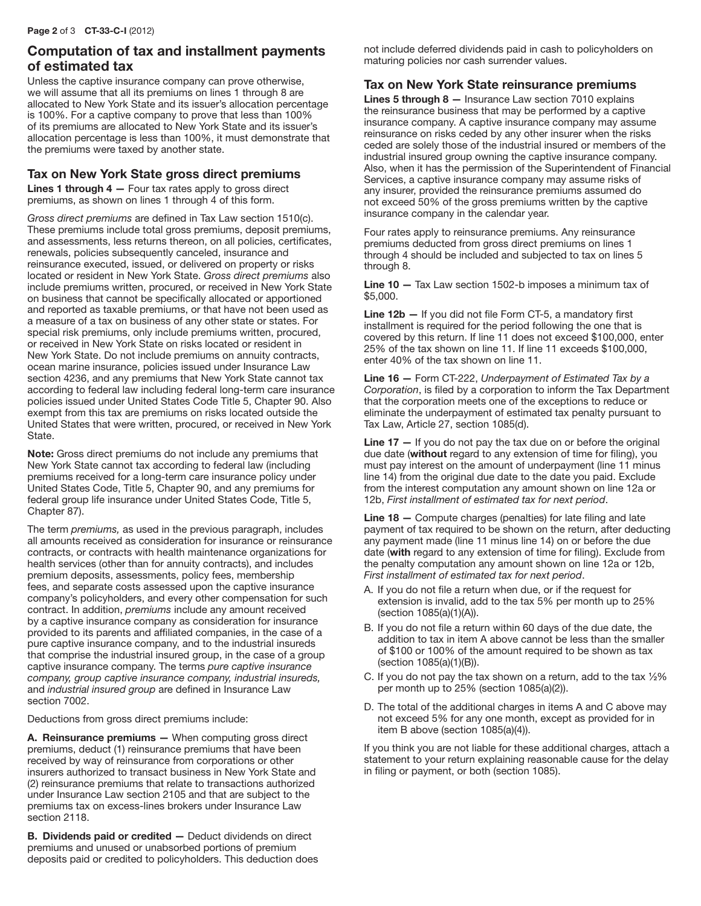## Computation of tax and installment payments of estimated tax

Unless the captive insurance company can prove otherwise, we will assume that all its premiums on lines 1 through 8 are allocated to New York State and its issuer's allocation percentage is 100%. For a captive company to prove that less than 100% of its premiums are allocated to New York State and its issuer's allocation percentage is less than 100%, it must demonstrate that the premiums were taxed by another state.

### Tax on New York State gross direct premiums

**Lines 1 through 4 —** Four tax rates apply to gross direct premiums, as shown on lines 1 through 4 of this form.

*Gross direct premiums* are defined in Tax Law section 1510(c). These premiums include total gross premiums, deposit premiums, and assessments, less returns thereon, on all policies, certificates, renewals, policies subsequently canceled, insurance and reinsurance executed, issued, or delivered on property or risks located or resident in New York State. *Gross direct premiums* also include premiums written, procured, or received in New York State on business that cannot be specifically allocated or apportioned and reported as taxable premiums, or that have not been used as a measure of a tax on business of any other state or states. For special risk premiums, only include premiums written, procured, or received in New York State on risks located or resident in New York State. Do not include premiums on annuity contracts, ocean marine insurance, policies issued under Insurance Law section 4236, and any premiums that New York State cannot tax according to federal law including federal long-term care insurance policies issued under United States Code Title 5, Chapter 90. Also exempt from this tax are premiums on risks located outside the United States that were written, procured, or received in New York State.

**Note:** Gross direct premiums do not include any premiums that New York State cannot tax according to federal law (including premiums received for a long-term care insurance policy under United States Code, Title 5, Chapter 90, and any premiums for federal group life insurance under United States Code, Title 5, Chapter 87).

The term *premiums,* as used in the previous paragraph, includes all amounts received as consideration for insurance or reinsurance contracts, or contracts with health maintenance organizations for health services (other than for annuity contracts), and includes premium deposits, assessments, policy fees, membership fees, and separate costs assessed upon the captive insurance company's policyholders, and every other compensation for such contract. In addition, *premiums* include any amount received by a captive insurance company as consideration for insurance provided to its parents and affiliated companies, in the case of a pure captive insurance company, and to the industrial insureds that comprise the industrial insured group, in the case of a group captive insurance company. The terms *pure captive insurance company, group captive insurance company, industrial insureds,* and *industrial insured group* are defined in Insurance Law section 7002.

Deductions from gross direct premiums include:

**A. Reinsurance premiums —** When computing gross direct premiums, deduct (1) reinsurance premiums that have been received by way of reinsurance from corporations or other insurers authorized to transact business in New York State and (2) reinsurance premiums that relate to transactions authorized under Insurance Law section 2105 and that are subject to the premiums tax on excess-lines brokers under Insurance Law section 2118.

**B. Dividends paid or credited —** Deduct dividends on direct premiums and unused or unabsorbed portions of premium deposits paid or credited to policyholders. This deduction does not include deferred dividends paid in cash to policyholders on maturing policies nor cash surrender values.

### Tax on New York State reinsurance premiums

**Lines 5 through 8 —** Insurance Law section 7010 explains the reinsurance business that may be performed by a captive insurance company. A captive insurance company may assume reinsurance on risks ceded by any other insurer when the risks ceded are solely those of the industrial insured or members of the industrial insured group owning the captive insurance company. Also, when it has the permission of the Superintendent of Financial Services, a captive insurance company may assume risks of any insurer, provided the reinsurance premiums assumed do not exceed 50% of the gross premiums written by the captive insurance company in the calendar year.

Four rates apply to reinsurance premiums. Any reinsurance premiums deducted from gross direct premiums on lines 1 through 4 should be included and subjected to tax on lines 5 through 8.

**Line 10 —** Tax Law section 1502-b imposes a minimum tax of $5,000.

**Line 12b —** If you did not file Form CT-5, a mandatory first installment is required for the period following the one that is covered by this return. If line 11 does not exceed $100,000, enter 25% of the tax shown on line 11. If line 11 exceeds $100,000, enter 40% of the tax shown on line 11.

**Line 16 —** Form CT-222, *Underpayment of Estimated Tax by a Corporation*, is filed by a corporation to inform the Tax Department that the corporation meets one of the exceptions to reduce or eliminate the underpayment of estimated tax penalty pursuant to Tax Law, Article 27, section 1085(d).

**Line 17 —** If you do not pay the tax due on or before the original due date (**without** regard to any extension of time for filing), you must pay interest on the amount of underpayment (line 11 minus line 14) from the original due date to the date you paid. Exclude from the interest computation any amount shown on line 12a or 12b, *First installment of estimated tax for next period*.

**Line 18 —** Compute charges (penalties) for late filing and late payment of tax required to be shown on the return, after deducting any payment made (line 11 minus line 14) on or before the due date (**with** regard to any extension of time for filing). Exclude from the penalty computation any amount shown on line 12a or 12b, *First installment of estimated tax for next period*.

A. If you do not file a return when due, or if the request for extension is invalid, add to the tax 5% per month up to 25% (section 1085(a)(1)(A)).

B. If you do not file a return within 60 days of the due date, the addition to tax in item A above cannot be less than the smaller of $100 or 100% of the amount required to be shown as tax (section 1085(a)(1)(B)).

C. If you do not pay the tax shown on a return, add to the tax ½% per month up to 25% (section 1085(a)(2)).

D. The total of the additional charges in items A and C above may not exceed 5% for any one month, except as provided for in item B above (section 1085(a)(4)).

If you think you are not liable for these additional charges, attach a statement to your return explaining reasonable cause for the delay in filing or payment, or both (section 1085).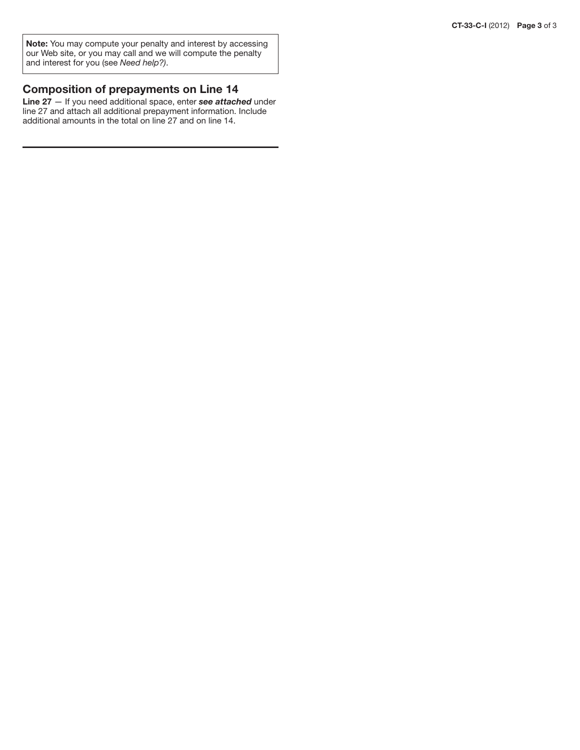**Note:** You may compute your penalty and interest by accessing our Web site, or you may call and we will compute the penalty and interest for you (see *Need help?)*.

## Composition of prepayments on Line 14

**Line 27** — If you need additional space, enter ***see attached*** under line 27 and attach all additional prepayment information. Include additional amounts in the total on line 27 and on line 14.